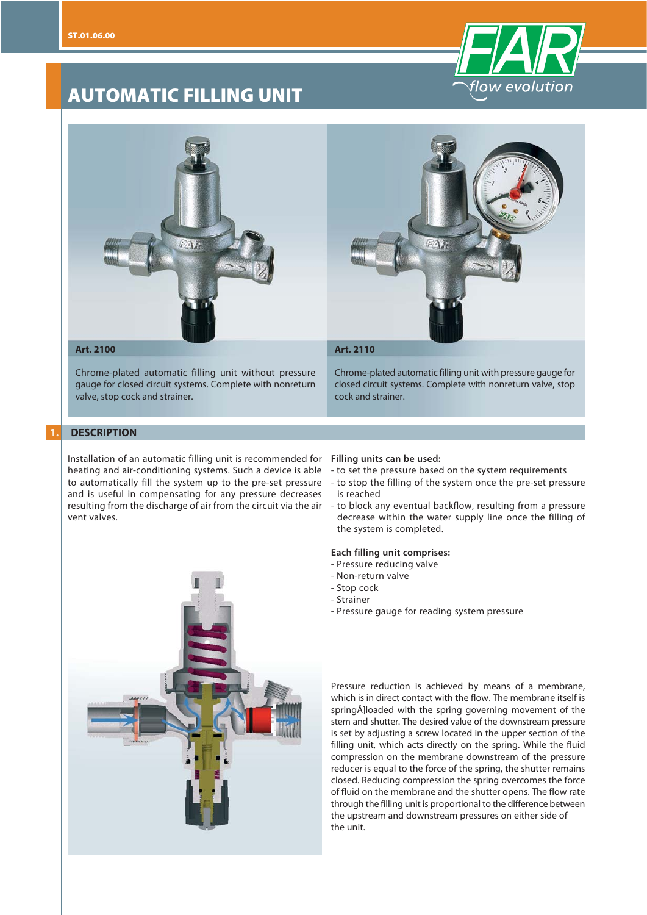# AUTOMATIC FILLING UNIT

**Art. 2100**

Chrome-plated automatic filling unit without pressure gauge for closed circuit systems. Complete with nonreturn valve, stop cock and strainer.

**Art. 2110**

Chrome-plated automatic filling unit with pressure gauge for closed circuit systems. Complete with nonreturn valve, stop cock and strainer.

## 1. DESCRIPTION

Installation of an automatic filling unit is recommended for heating and air-conditioning systems. Such a device is able to automatically fill the system up to the pre-set pressure and is useful in compensating for any pressure decreases resulting from the discharge of air from the circuit via the air vent valves.

**Filling units can be used:**

- to set the pressure based on the system requirements
- to stop the filling of the system once the pre-set pressure is reached
- to block any eventual backflow, resulting from a pressure decrease within the water supply line once the filling of the system is completed.

**Each filling unit comprises:**

- Pressure reducing valve
- Non-return valve
- Stop cock
- Strainer
- Pressure gauge for reading system pressure

Pressure reduction is achieved by means of a membrane, which is in direct contact with the flow. The membrane itself is springÅ]loaded with the spring governing movement of the stem and shutter. The desired value of the downstream pressure is set by adjusting a screw located in the upper section of the filling unit, which acts directly on the spring. While the fluid compression on the membrane downstream of the pressure reducer is equal to the force of the spring, the shutter remains closed. Reducing compression the spring overcomes the force of fluid on the membrane and the shutter opens. The flow rate through the filling unit is proportional to the difference between the upstream and downstream pressures on either side of the unit.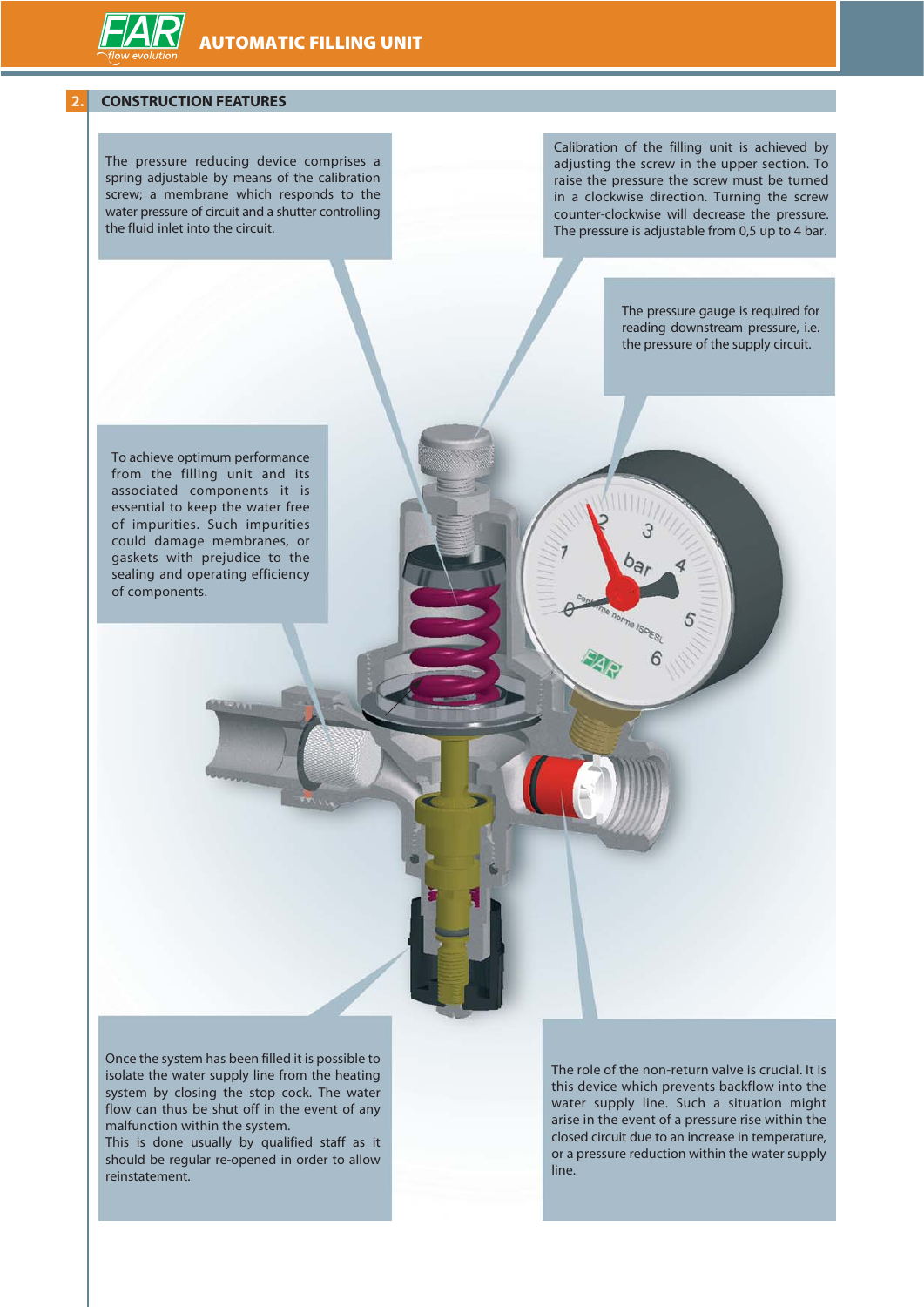## 2. CONSTRUCTION FEATURES

The pressure reducing device comprises a spring adjustable by means of the calibration screw; a membrane which responds to the water pressure of circuit and a shutter controlling the fluid inlet into the circuit.

Calibration of the filling unit is achieved by adjusting the screw in the upper section. To raise the pressure the screw must be turned in a clockwise direction. Turning the screw counter-clockwise will decrease the pressure. The pressure is adjustable from 0,5 up to 4 bar.

The pressure gauge is required for reading downstream pressure, i.e. the pressure of the supply circuit.

To achieve optimum performance from the filling unit and its associated components it is essential to keep the water free of impurities. Such impurities could damage membranes, or gaskets with prejudice to the sealing and operating efficiency of components.

Once the system has been filled it is possible to isolate the water supply line from the heating system by closing the stop cock. The water flow can thus be shut off in the event of any malfunction within the system.
This is done usually by qualified staff as it should be regular re-opened in order to allow reinstatement.

The role of the non-return valve is crucial. It is this device which prevents backflow into the water supply line. Such a situation might arise in the event of a pressure rise within the closed circuit due to an increase in temperature, or a pressure reduction within the water supply line.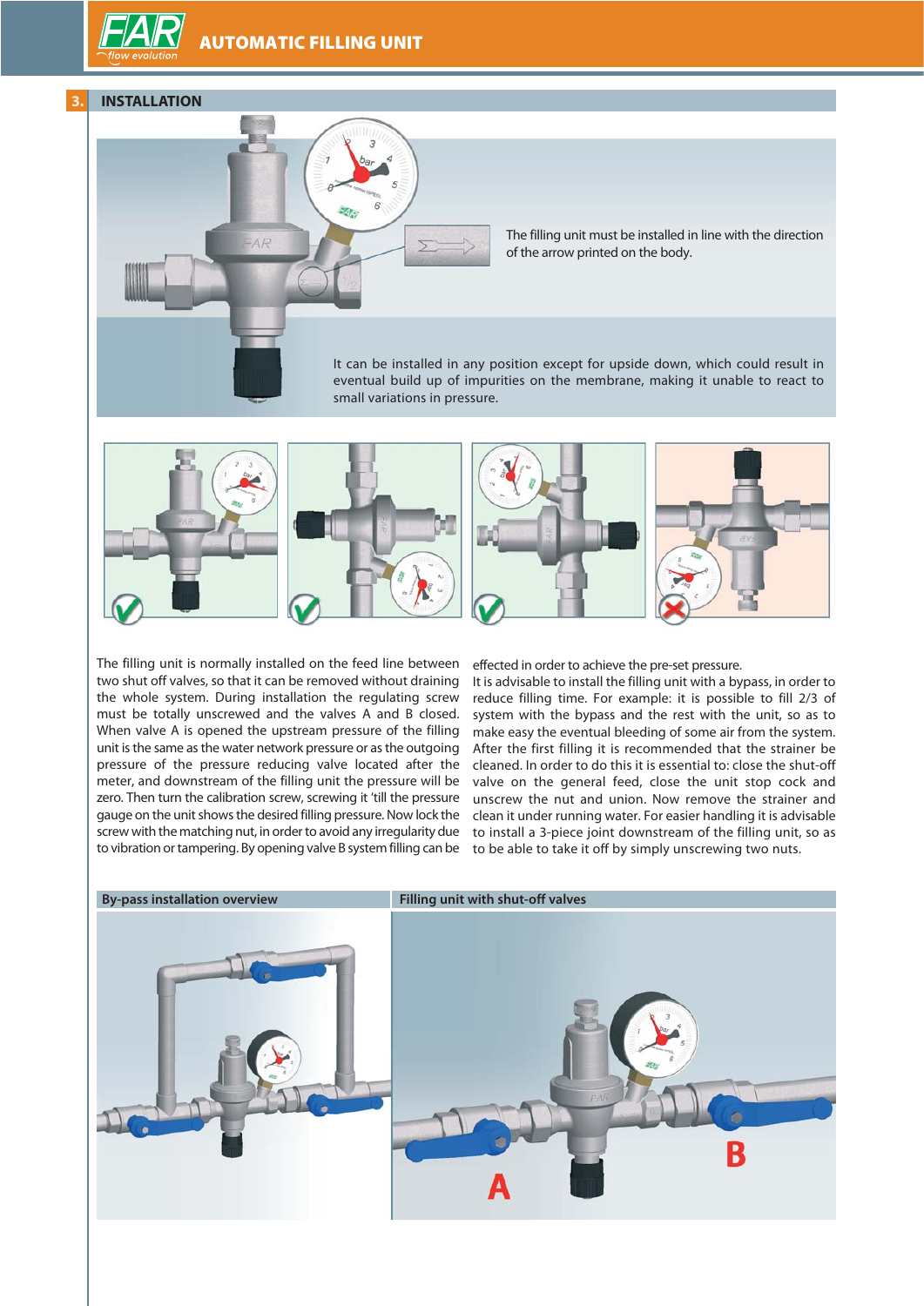## 3. INSTALLATION

The filling unit must be installed in line with the direction of the arrow printed on the body.

It can be installed in any position except for upside down, which could result in eventual build up of impurities on the membrane, making it unable to react to small variations in pressure.

The filling unit is normally installed on the feed line between two shut off valves, so that it can be removed without draining the whole system. During installation the regulating screw must be totally unscrewed and the valves A and B closed. When valve A is opened the upstream pressure of the filling unit is the same as the water network pressure or as the outgoing pressure of the pressure reducing valve located after the meter, and downstream of the filling unit the pressure will be zero. Then turn the calibration screw, screwing it 'till the pressure gauge on the unit shows the desired filling pressure. Now lock the screw with the matching nut, in order to avoid any irregularity due to vibration or tampering. By opening valve B system filling can be effected in order to achieve the pre-set pressure.

It is advisable to install the filling unit with a bypass, in order to reduce filling time. For example: it is possible to fill 2/3 of system with the bypass and the rest with the unit, so as to make easy the eventual bleeding of some air from the system. After the first filling it is recommended that the strainer be cleaned. In order to do this it is essential to: close the shut-off valve on the general feed, close the unit stop cock and unscrew the nut and union. Now remove the strainer and clean it under running water. For easier handling it is advisable to install a 3-piece joint downstream of the filling unit, so as to be able to take it off by simply unscrewing two nuts.

**By-pass installation overview**

**Filling unit with shut-off valves**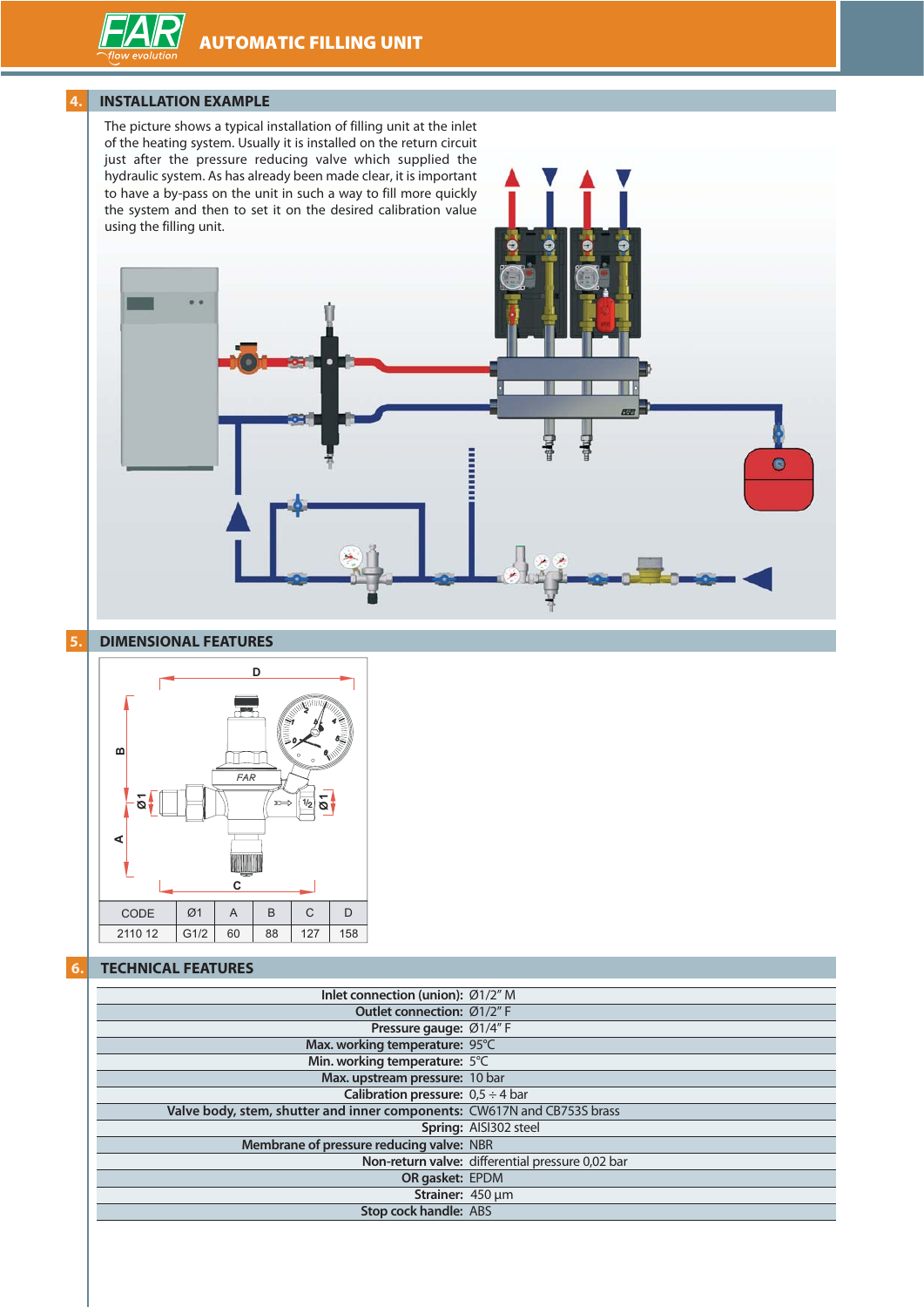## 4. INSTALLATION EXAMPLE

The picture shows a typical installation of filling unit at the inlet of the heating system. Usually it is installed on the return circuit just after the pressure reducing valve which supplied the hydraulic system. As has already been made clear, it is important to have a by-pass on the unit in such a way to fill more quickly the system and then to set it on the desired calibration value using the filling unit.

## 5. DIMENSIONAL FEATURES

| CODE | Ø1 | A | B | C | D |
|---|---|---|---|---|---|
| 2110 12 | G1/2 | 60 | 88 | 127 | 158 |

## 6. TECHNICAL FEATURES

| | |
|---|---|
| **Inlet connection (union):** | Ø1/2" M |
| **Outlet connection:** | Ø1/2" F |
| **Pressure gauge:** | Ø1/4" F |
| **Max. working temperature:** | 95°C |
| **Min. working temperature:** | 5°C |
| **Max. upstream pressure:** | 10 bar |
| **Calibration pressure:** | 0,5 ÷ 4 bar |
| **Valve body, stem, shutter and inner components:** | CW617N and CB753S brass |
| **Spring:** | AISI302 steel |
| **Membrane of pressure reducing valve:** | NBR |
| **Non-return valve:** | differential pressure 0,02 bar |
| **OR gasket:** | EPDM |
| **Strainer:** | 450 µm |
| **Stop cock handle:** | ABS |